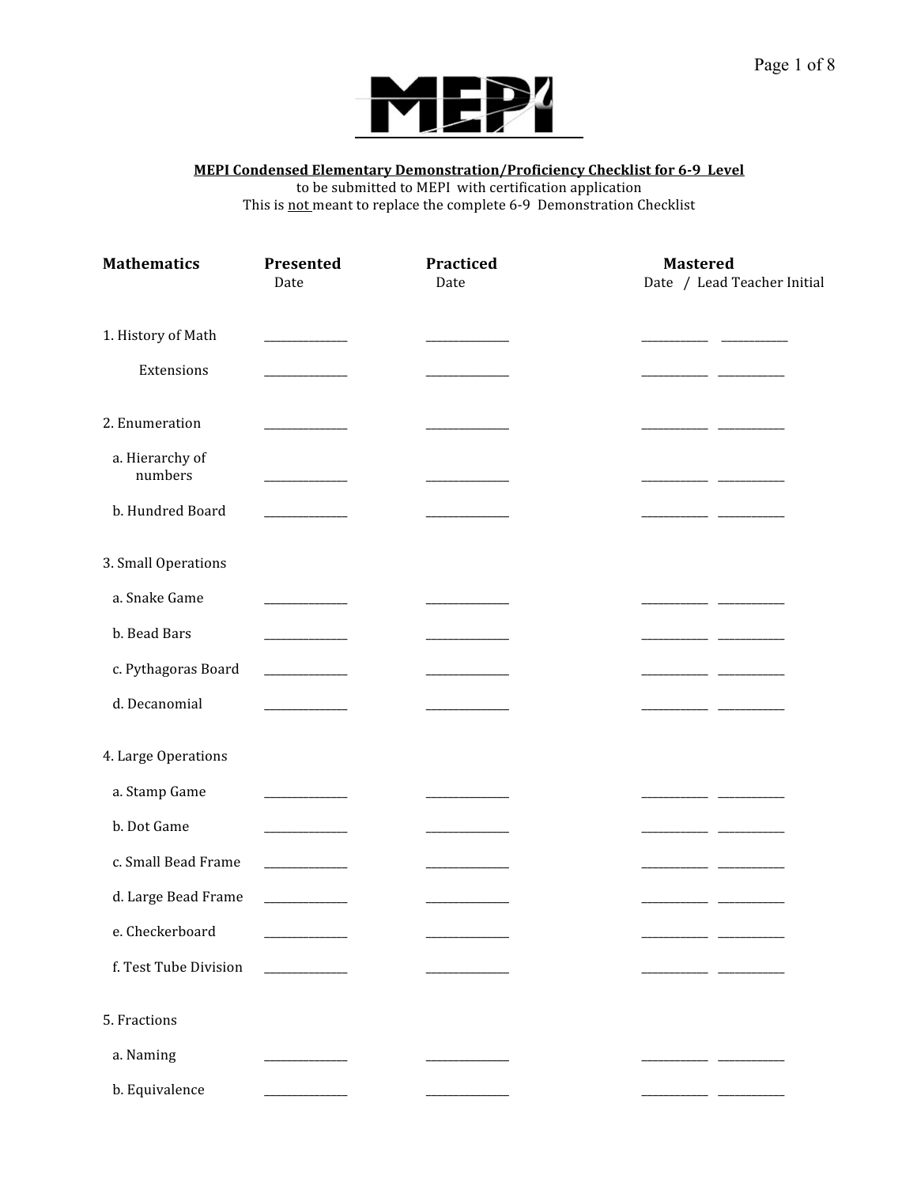# MEPI

**MEPI Condensed Elementary Demonstration/Proficiency Checklist for 6-9 Level**

to be submitted to MEPI with certification application

This is not meant to replace the complete 6-9 Demonstration Checklist

| **Mathematics** | **Presented** Date | **Practiced** Date | **Mastered** Date | / Lead Teacher Initial |
|---|---|---|---|---|
| 1. History of Math | ________ | ________ | ________ | ________ |
| Extensions | ________ | ________ | ________ | ________ |
| 2. Enumeration | ________ | ________ | ________ | ________ |
| a. Hierarchy of numbers | ________ | ________ | ________ | ________ |
| b. Hundred Board | ________ | ________ | ________ | ________ |
| 3. Small Operations | | | | |
| a. Snake Game | ________ | ________ | ________ | ________ |
| b. Bead Bars | ________ | ________ | ________ | ________ |
| c. Pythagoras Board | ________ | ________ | ________ | ________ |
| d. Decanomial | ________ | ________ | ________ | ________ |
| 4. Large Operations | | | | |
| a. Stamp Game | ________ | ________ | ________ | ________ |
| b. Dot Game | ________ | ________ | ________ | ________ |
| c. Small Bead Frame | ________ | ________ | ________ | ________ |
| d. Large Bead Frame | ________ | ________ | ________ | ________ |
| e. Checkerboard | ________ | ________ | ________ | ________ |
| f. Test Tube Division | ________ | ________ | ________ | ________ |
| 5. Fractions | | | | |
| a. Naming | ________ | ________ | ________ | ________ |
| b. Equivalence | ________ | ________ | ________ | ________ |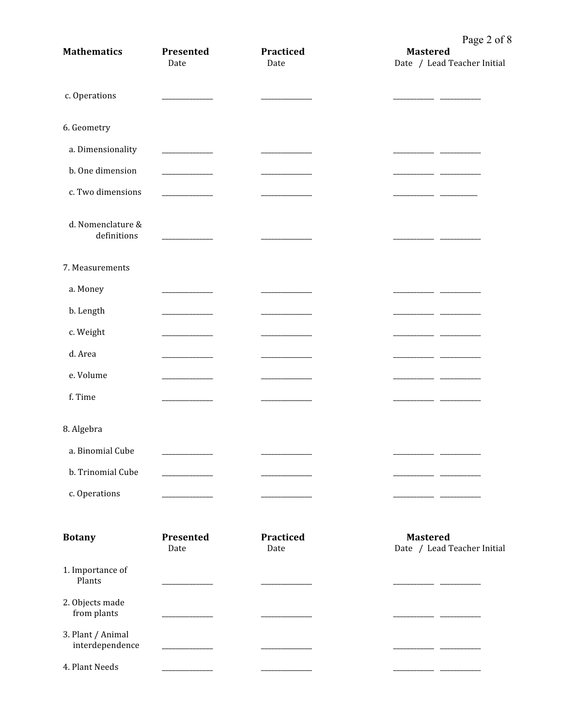| Mathematics | Presented<br>Date | Practiced<br>Date | Mastered<br>Date / Lead Teacher Initial |
|---|---|---|---|
| c. Operations | ______ | ______ | ______ ______ |
| 6. Geometry | | | |
| a. Dimensionality | ______ | ______ | ______ ______ |
| b. One dimension | ______ | ______ | ______ ______ |
| c. Two dimensions | ______ | ______ | ______ ______ |
| d. Nomenclature & definitions | ______ | ______ | ______ ______ |
| 7. Measurements | | | |
| a. Money | ______ | ______ | ______ ______ |
| b. Length | ______ | ______ | ______ ______ |
| c. Weight | ______ | ______ | ______ ______ |
| d. Area | ______ | ______ | ______ ______ |
| e. Volume | ______ | ______ | ______ ______ |
| f. Time | ______ | ______ | ______ ______ |
| 8. Algebra | | | |
| a. Binomial Cube | ______ | ______ | ______ ______ |
| b. Trinomial Cube | ______ | ______ | ______ ______ |
| c. Operations | ______ | ______ | ______ ______ |

| Botany | Presented<br>Date | Practiced<br>Date | Mastered<br>Date / Lead Teacher Initial |
|---|---|---|---|
| 1. Importance of Plants | ______ | ______ | ______ ______ |
| 2. Objects made from plants | ______ | ______ | ______ ______ |
| 3. Plant / Animal interdependence | ______ | ______ | ______ ______ |
| 4. Plant Needs | ______ | ______ | ______ ______ |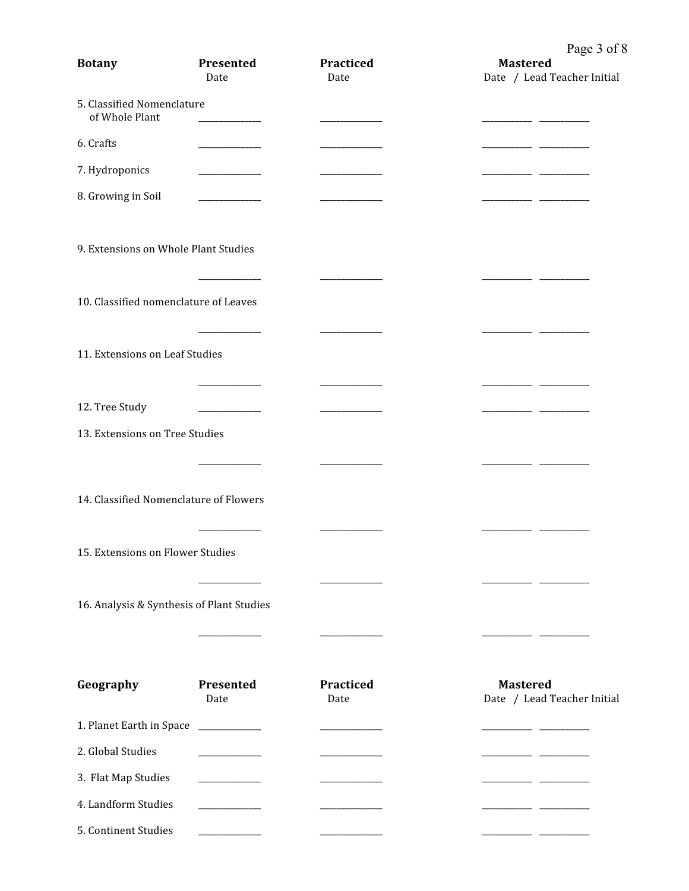| Botany | Presented<br>Date | Practiced<br>Date | Mastered<br>Date / Lead Teacher Initial |
| --- | --- | --- | --- |
| 5. Classified Nomenclature of Whole Plant | ______ | ______ | ______ ______ |
| 6. Crafts | ______ | ______ | ______ ______ |
| 7. Hydroponics | ______ | ______ | ______ ______ |
| 8. Growing in Soil | ______ | ______ | ______ ______ |
| 9. Extensions on Whole Plant Studies | ______ | ______ | ______ ______ |
| 10. Classified nomenclature of Leaves | ______ | ______ | ______ ______ |
| 11. Extensions on Leaf Studies | ______ | ______ | ______ ______ |
| 12. Tree Study | ______ | ______ | ______ ______ |
| 13. Extensions on Tree Studies | ______ | ______ | ______ ______ |
| 14. Classified Nomenclature of Flowers | ______ | ______ | ______ ______ |
| 15. Extensions on Flower Studies | ______ | ______ | ______ ______ |
| 16. Analysis & Synthesis of Plant Studies | ______ | ______ | ______ ______ |

| Geography | Presented<br>Date | Practiced<br>Date | Mastered<br>Date / Lead Teacher Initial |
| --- | --- | --- | --- |
| 1. Planet Earth in Space | ______ | ______ | ______ ______ |
| 2. Global Studies | ______ | ______ | ______ ______ |
| 3. Flat Map Studies | ______ | ______ | ______ ______ |
| 4. Landform Studies | ______ | ______ | ______ ______ |
| 5. Continent Studies | ______ | ______ | ______ ______ |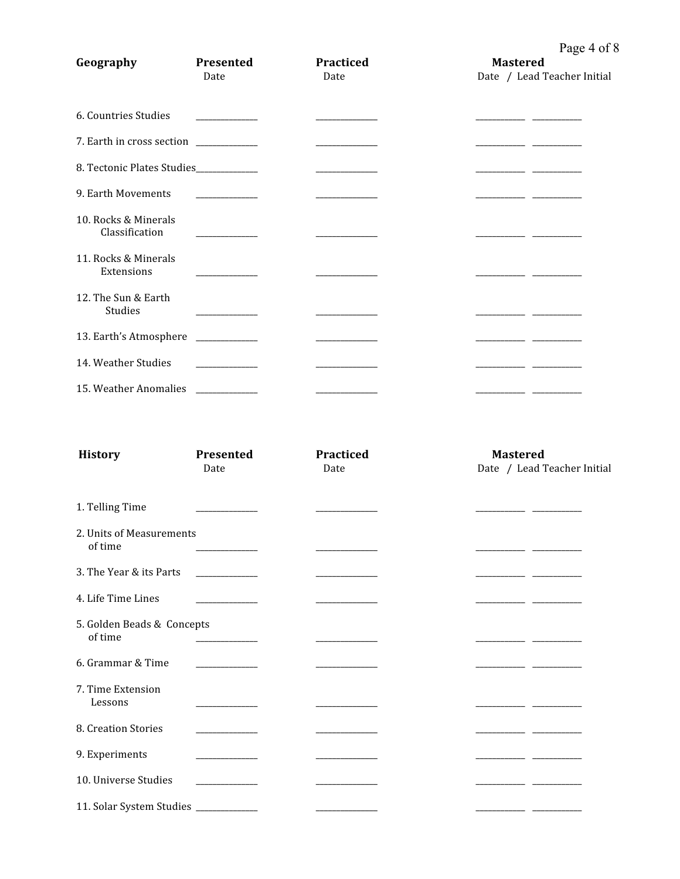| Geography | Presented<br>Date | Practiced<br>Date | Mastered<br>Date | Lead Teacher Initial |
|---|---|---|---|---|
| 6. Countries Studies | ____________ | ____________ | __________ | __________ |
| 7. Earth in cross section | ____________ | ____________ | __________ | __________ |
| 8. Tectonic Plates Studies | ____________ | ____________ | __________ | __________ |
| 9. Earth Movements | ____________ | ____________ | __________ | __________ |
| 10. Rocks & Minerals Classification | ____________ | ____________ | __________ | __________ |
| 11. Rocks & Minerals Extensions | ____________ | ____________ | __________ | __________ |
| 12. The Sun & Earth Studies | ____________ | ____________ | __________ | __________ |
| 13. Earth's Atmosphere | ____________ | ____________ | __________ | __________ |
| 14. Weather Studies | ____________ | ____________ | __________ | __________ |
| 15. Weather Anomalies | ____________ | ____________ | __________ | __________ |

| History | Presented<br>Date | Practiced<br>Date | Mastered<br>Date | Lead Teacher Initial |
|---|---|---|---|---|
| 1. Telling Time | ____________ | ____________ | __________ | __________ |
| 2. Units of Measurements of time | ____________ | ____________ | __________ | __________ |
| 3. The Year & its Parts | ____________ | ____________ | __________ | __________ |
| 4. Life Time Lines | ____________ | ____________ | __________ | __________ |
| 5. Golden Beads & Concepts of time | ____________ | ____________ | __________ | __________ |
| 6. Grammar & Time | ____________ | ____________ | __________ | __________ |
| 7. Time Extension Lessons | ____________ | ____________ | __________ | __________ |
| 8. Creation Stories | ____________ | ____________ | __________ | __________ |
| 9. Experiments | ____________ | ____________ | __________ | __________ |
| 10. Universe Studies | ____________ | ____________ | __________ | __________ |
| 11. Solar System Studies | ____________ | ____________ | __________ | __________ |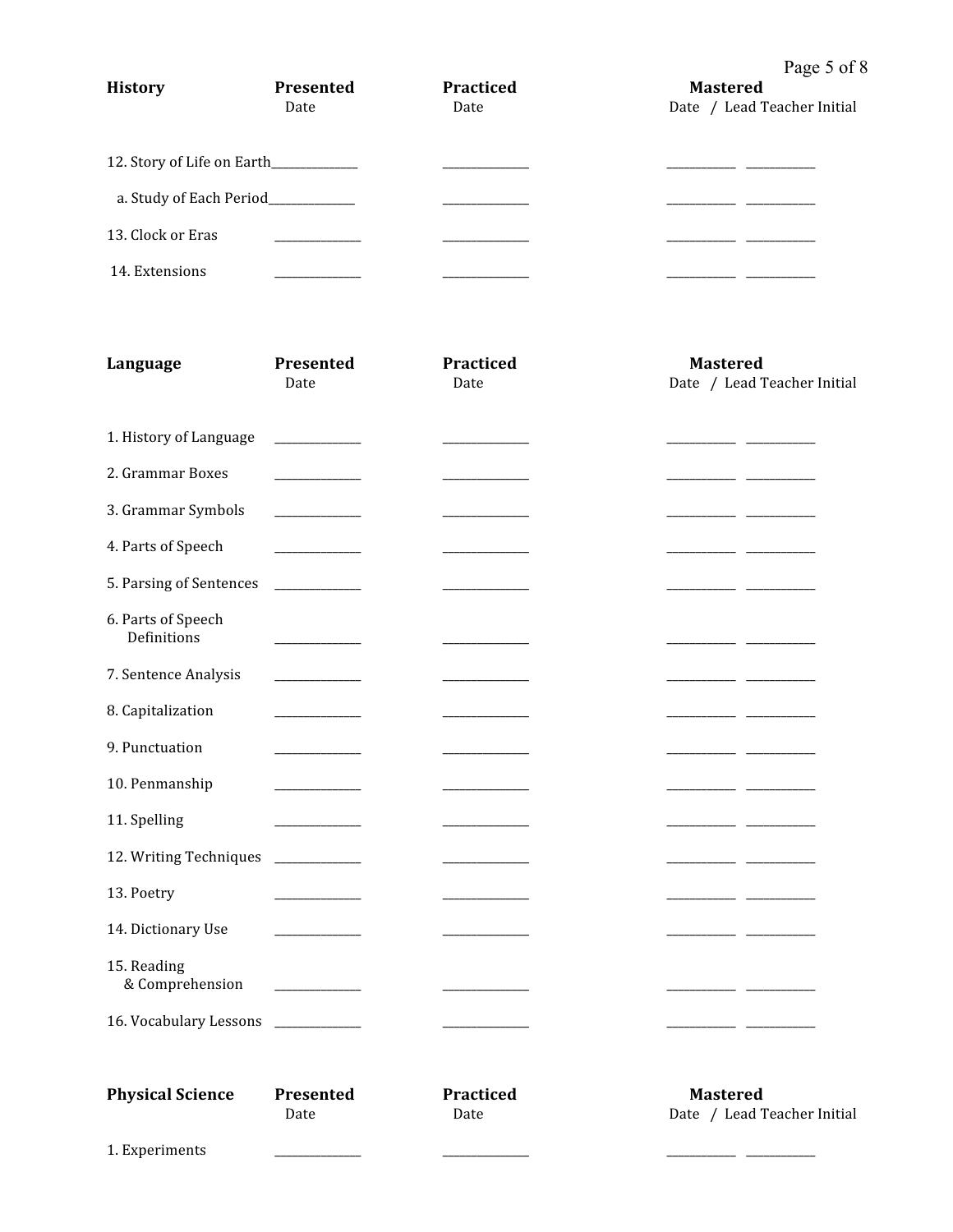| History | Presented<br>Date | Practiced<br>Date | Mastered<br>Date | Lead Teacher Initial |
|---|---|---|---|---|
| 12. Story of Life on Earth | | | | |
| a. Study of Each Period | | | | |
| 13. Clock or Eras | | | | |
| 14. Extensions | | | | |

| Language | Presented<br>Date | Practiced<br>Date | Mastered<br>Date | Lead Teacher Initial |
|---|---|---|---|---|
| 1. History of Language | | | | |
| 2. Grammar Boxes | | | | |
| 3. Grammar Symbols | | | | |
| 4. Parts of Speech | | | | |
| 5. Parsing of Sentences | | | | |
| 6. Parts of Speech Definitions | | | | |
| 7. Sentence Analysis | | | | |
| 8. Capitalization | | | | |
| 9. Punctuation | | | | |
| 10. Penmanship | | | | |
| 11. Spelling | | | | |
| 12. Writing Techniques | | | | |
| 13. Poetry | | | | |
| 14. Dictionary Use | | | | |
| 15. Reading & Comprehension | | | | |
| 16. Vocabulary Lessons | | | | |

| Physical Science | Presented<br>Date | Practiced<br>Date | Mastered<br>Date | Lead Teacher Initial |
|---|---|---|---|---|
| 1. Experiments | | | | |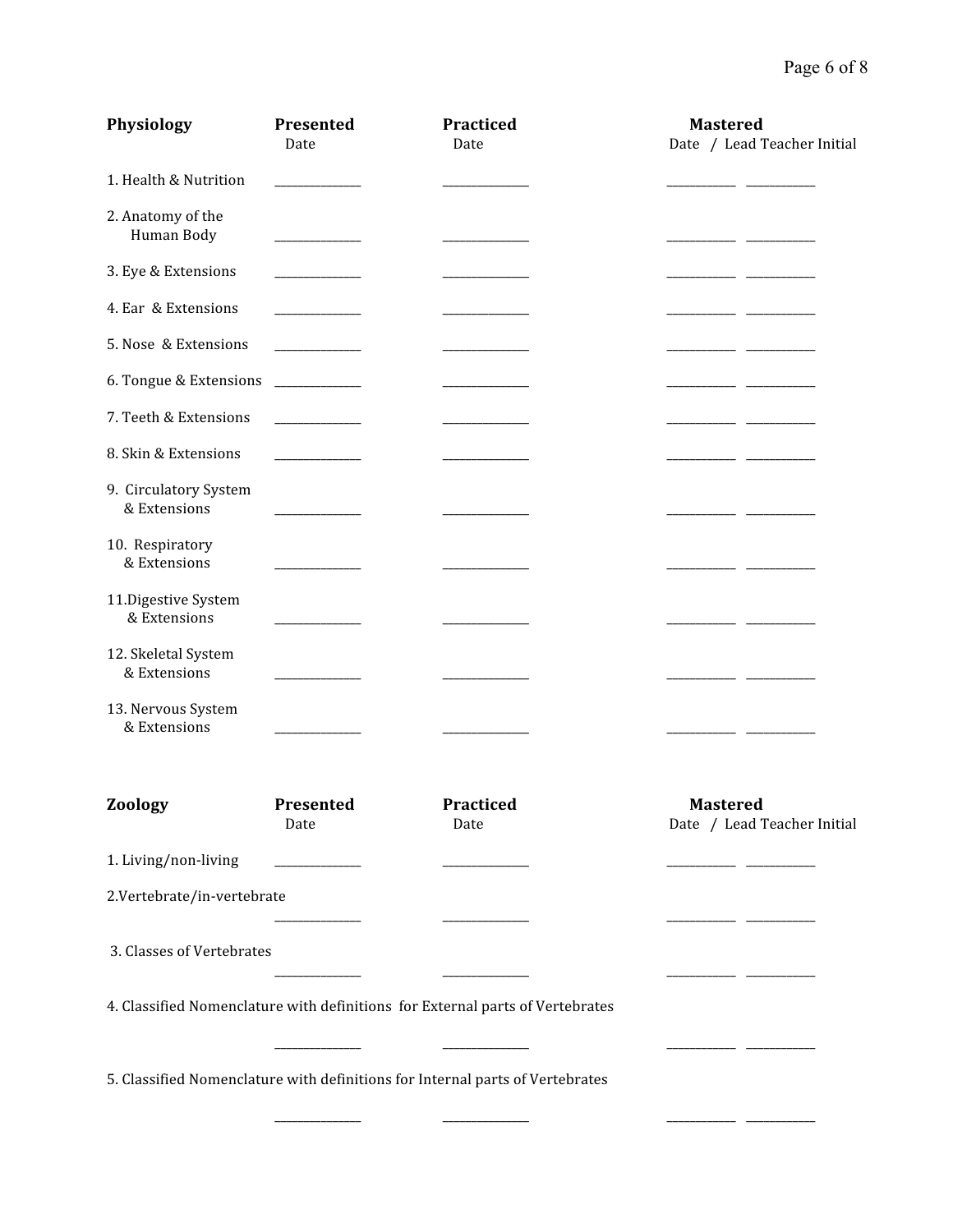| Physiology | Presented Date | Practiced Date | Mastered Date | Lead Teacher Initial |
| --- | --- | --- | --- | --- |
| 1. Health & Nutrition | ______________ | ______________ | ___________ | ___________ |
| 2. Anatomy of the Human Body | ______________ | ______________ | ___________ | ___________ |
| 3. Eye & Extensions | ______________ | ______________ | ___________ | ___________ |
| 4. Ear & Extensions | ______________ | ______________ | ___________ | ___________ |
| 5. Nose & Extensions | ______________ | ______________ | ___________ | ___________ |
| 6. Tongue & Extensions | ______________ | ______________ | ___________ | ___________ |
| 7. Teeth & Extensions | ______________ | ______________ | ___________ | ___________ |
| 8. Skin & Extensions | ______________ | ______________ | ___________ | ___________ |
| 9. Circulatory System & Extensions | ______________ | ______________ | ___________ | ___________ |
| 10. Respiratory & Extensions | ______________ | ______________ | ___________ | ___________ |
| 11.Digestive System & Extensions | ______________ | ______________ | ___________ | ___________ |
| 12. Skeletal System & Extensions | ______________ | ______________ | ___________ | ___________ |
| 13. Nervous System & Extensions | ______________ | ______________ | ___________ | ___________ |

| Zoology | Presented Date | Practiced Date | Mastered Date | Lead Teacher Initial |
| --- | --- | --- | --- | --- |
| 1. Living/non-living | ______________ | ______________ | ___________ | ___________ |
| 2.Vertebrate/in-vertebrate | ______________ | ______________ | ___________ | ___________ |
| 3. Classes of Vertebrates | ______________ | ______________ | ___________ | ___________ |
| 4. Classified Nomenclature with definitions for External parts of Vertebrates | ______________ | ______________ | ___________ | ___________ |
| 5. Classified Nomenclature with definitions for Internal parts of Vertebrates | ______________ | ______________ | ___________ | ___________ |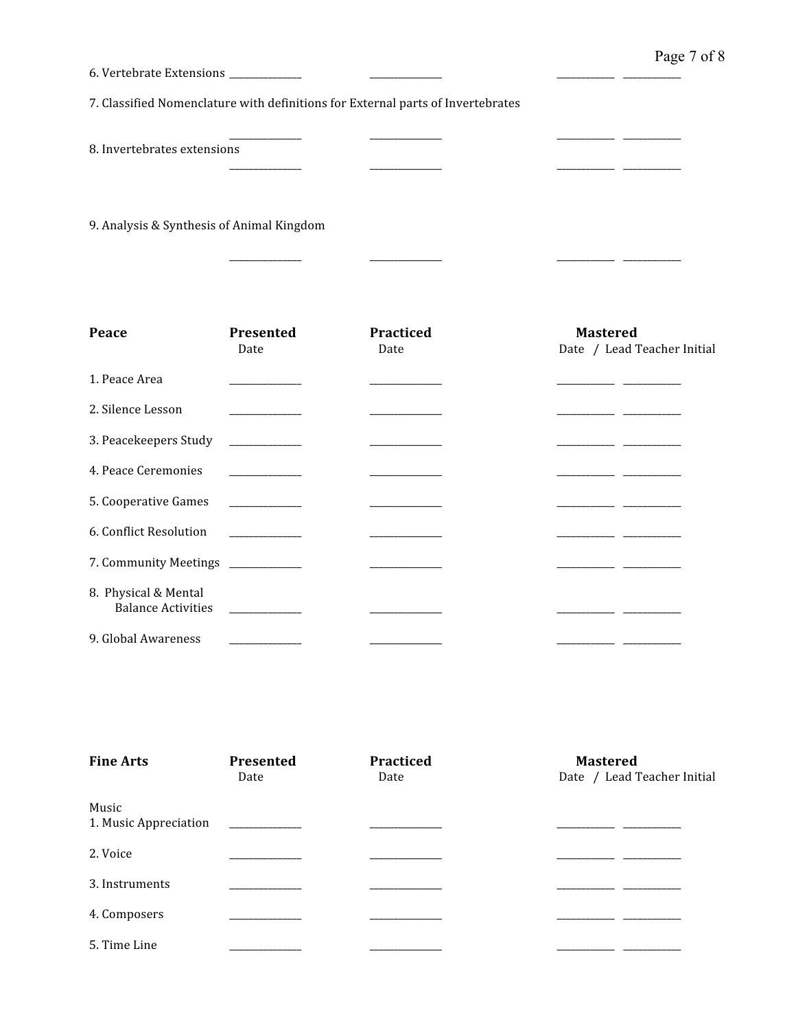| | | | | |
|---|---|---|---|---|
| 6. Vertebrate Extensions | ______ | ______ | ______ | ______ |
| 7. Classified Nomenclature with definitions for External parts of Invertebrates | ______ | ______ | ______ | ______ |
| 8. Invertebrates extensions | ______ | ______ | ______ | ______ |
| 9. Analysis & Synthesis of Animal Kingdom | ______ | ______ | ______ | ______ |

| **Peace** | **Presented** Date | **Practiced** Date | **Mastered** Date | / Lead Teacher Initial |
|---|---|---|---|---|
| 1. Peace Area | ______ | ______ | ______ | ______ |
| 2. Silence Lesson | ______ | ______ | ______ | ______ |
| 3. Peacekeepers Study | ______ | ______ | ______ | ______ |
| 4. Peace Ceremonies | ______ | ______ | ______ | ______ |
| 5. Cooperative Games | ______ | ______ | ______ | ______ |
| 6. Conflict Resolution | ______ | ______ | ______ | ______ |
| 7. Community Meetings | ______ | ______ | ______ | ______ |
| 8. Physical & Mental Balance Activities | ______ | ______ | ______ | ______ |
| 9. Global Awareness | ______ | ______ | ______ | ______ |

| **Fine Arts** | **Presented** Date | **Practiced** Date | **Mastered** Date | / Lead Teacher Initial |
|---|---|---|---|---|
| Music | | | | |
| 1. Music Appreciation | ______ | ______ | ______ | ______ |
| 2. Voice | ______ | ______ | ______ | ______ |
| 3. Instruments | ______ | ______ | ______ | ______ |
| 4. Composers | ______ | ______ | ______ | ______ |
| 5. Time Line | ______ | ______ | ______ | ______ |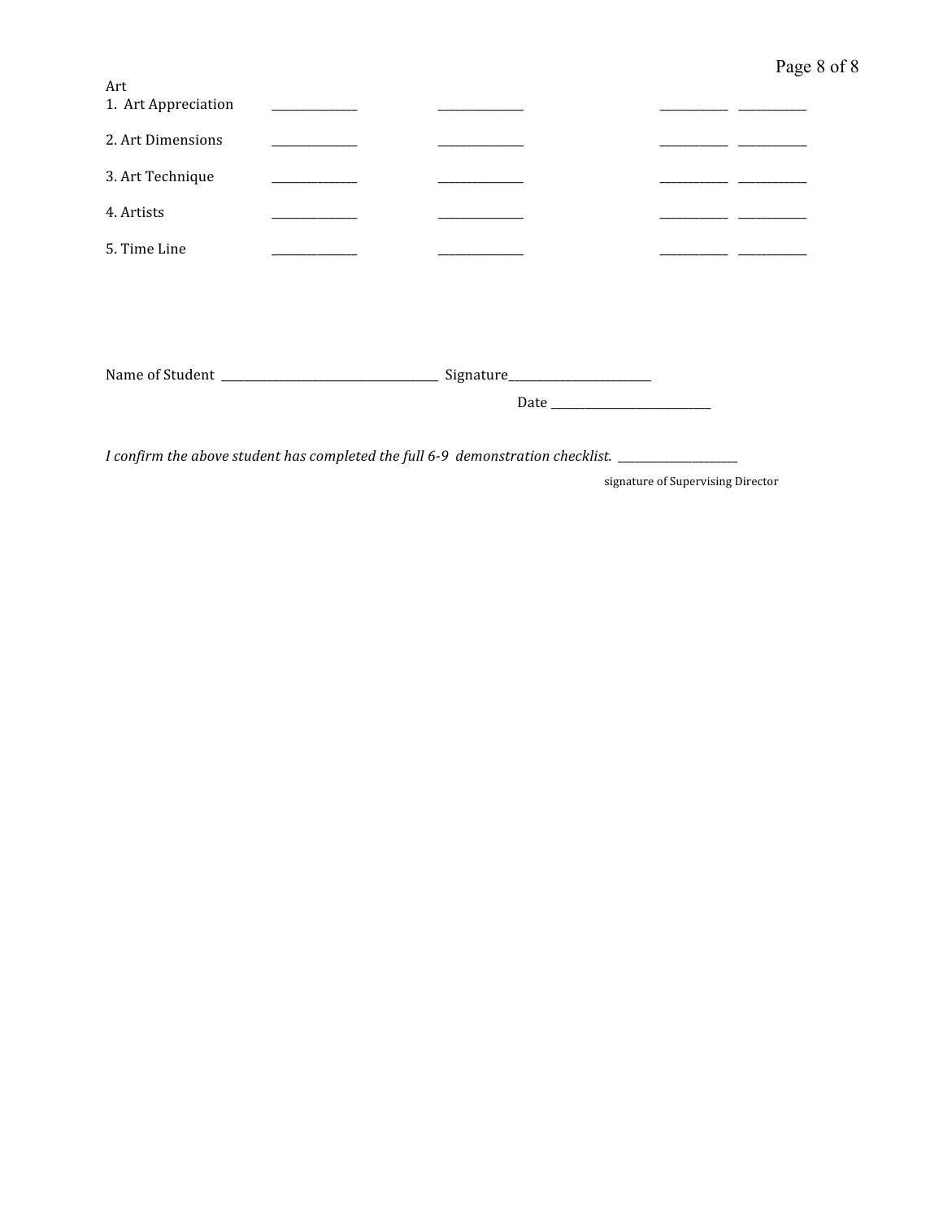Art

| | | | | |
|---|---|---|---|---|
| 1. Art Appreciation | ______________ | ______________ | ___________ | ___________ |
| 2. Art Dimensions | ______________ | ______________ | ___________ | ___________ |
| 3. Art Technique | ______________ | ______________ | ___________ | ___________ |
| 4. Artists | ______________ | ______________ | ___________ | ___________ |
| 5. Time Line | ______________ | ______________ | ___________ | ___________ |

Name of Student ___________________________________ Signature_______________________

Date __________________________

*I confirm the above student has completed the full 6-9 demonstration checklist.* ____________________

signature of Supervising Director